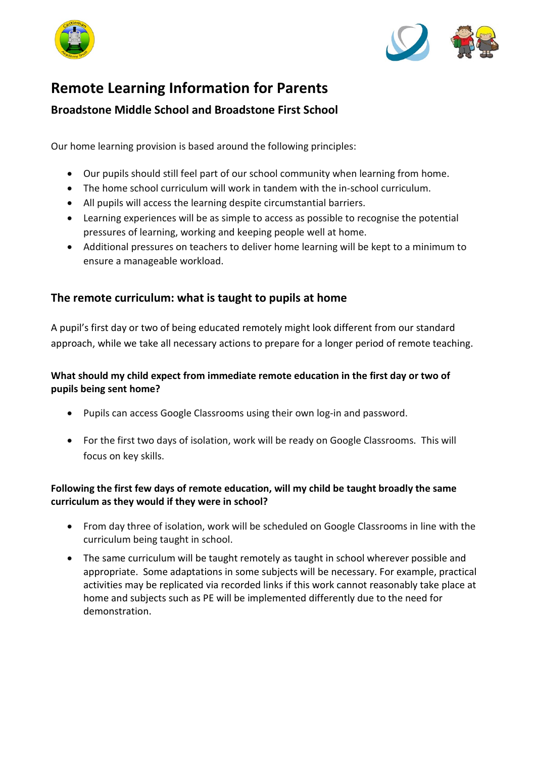# Remote Learning Information for Parents

## Broadstone Middle School and Broadstone First School

Our home learning provision is based around the following principles:

- Our pupils should still feel part of our school community when learning from home.
- The home school curriculum will work in tandem with the in-school curriculum.
- All pupils will access the learning despite circumstantial barriers.
- Learning experiences will be as simple to access as possible to recognise the potential pressures of learning, working and keeping people well at home.
- Additional pressures on teachers to deliver home learning will be kept to a minimum to ensure a manageable workload.

## The remote curriculum: what is taught to pupils at home

A pupil's first day or two of being educated remotely might look different from our standard approach, while we take all necessary actions to prepare for a longer period of remote teaching.

### What should my child expect from immediate remote education in the first day or two of pupils being sent home?

- Pupils can access Google Classrooms using their own log-in and password.
- For the first two days of isolation, work will be ready on Google Classrooms. This will focus on key skills.

### Following the first few days of remote education, will my child be taught broadly the same curriculum as they would if they were in school?

- From day three of isolation, work will be scheduled on Google Classrooms in line with the curriculum being taught in school.
- The same curriculum will be taught remotely as taught in school wherever possible and appropriate. Some adaptations in some subjects will be necessary. For example, practical activities may be replicated via recorded links if this work cannot reasonably take place at home and subjects such as PE will be implemented differently due to the need for demonstration.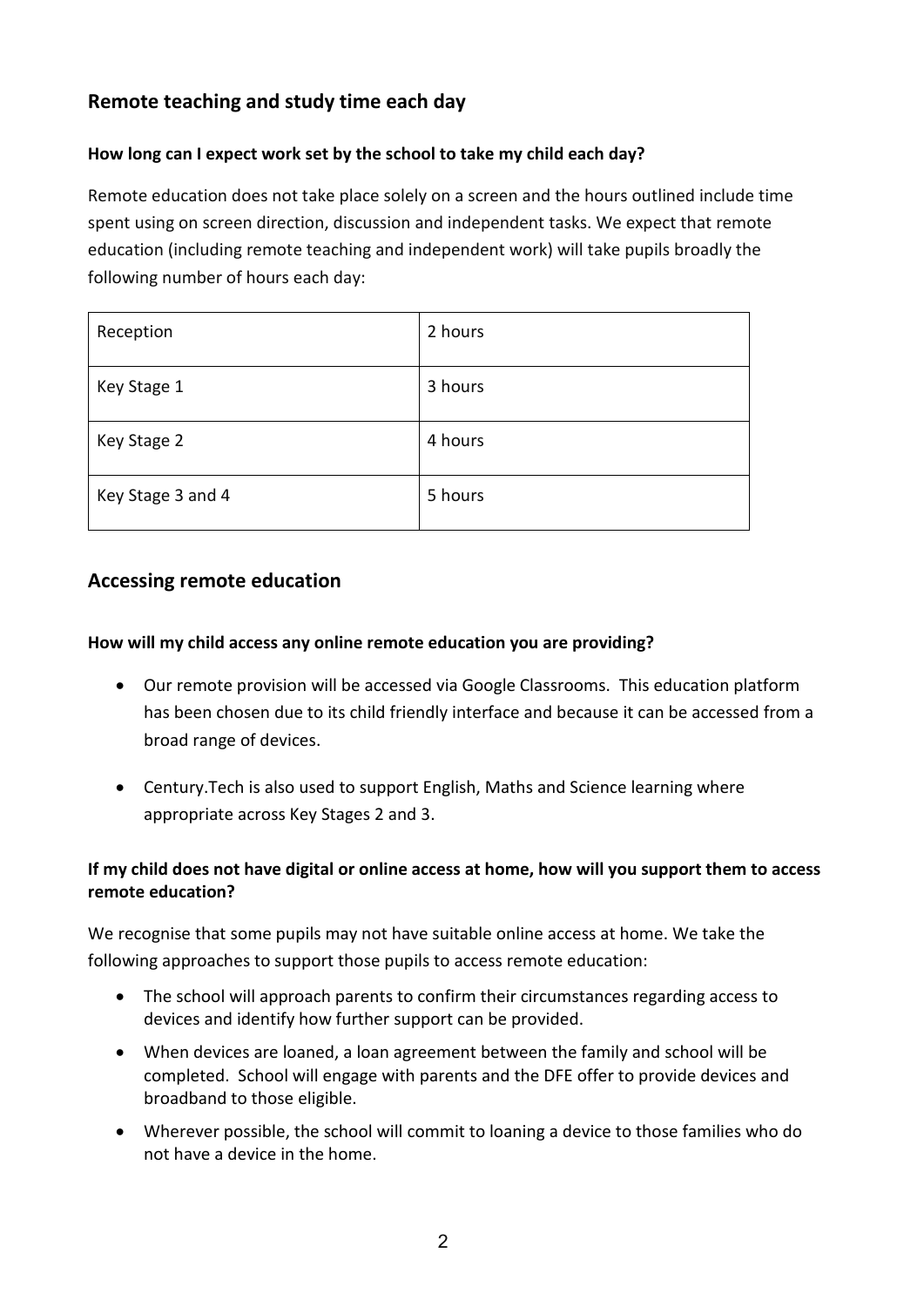## Remote teaching and study time each day

**How long can I expect work set by the school to take my child each day?**

Remote education does not take place solely on a screen and the hours outlined include time spent using on screen direction, discussion and independent tasks. We expect that remote education (including remote teaching and independent work) will take pupils broadly the following number of hours each day:

| Reception | 2 hours |
|---|---|
| Key Stage 1 | 3 hours |
| Key Stage 2 | 4 hours |
| Key Stage 3 and 4 | 5 hours |

## Accessing remote education

**How will my child access any online remote education you are providing?**

- Our remote provision will be accessed via Google Classrooms. This education platform has been chosen due to its child friendly interface and because it can be accessed from a broad range of devices.
- Century.Tech is also used to support English, Maths and Science learning where appropriate across Key Stages 2 and 3.

**If my child does not have digital or online access at home, how will you support them to access remote education?**

We recognise that some pupils may not have suitable online access at home. We take the following approaches to support those pupils to access remote education:

- The school will approach parents to confirm their circumstances regarding access to devices and identify how further support can be provided.
- When devices are loaned, a loan agreement between the family and school will be completed. School will engage with parents and the DFE offer to provide devices and broadband to those eligible.
- Wherever possible, the school will commit to loaning a device to those families who do not have a device in the home.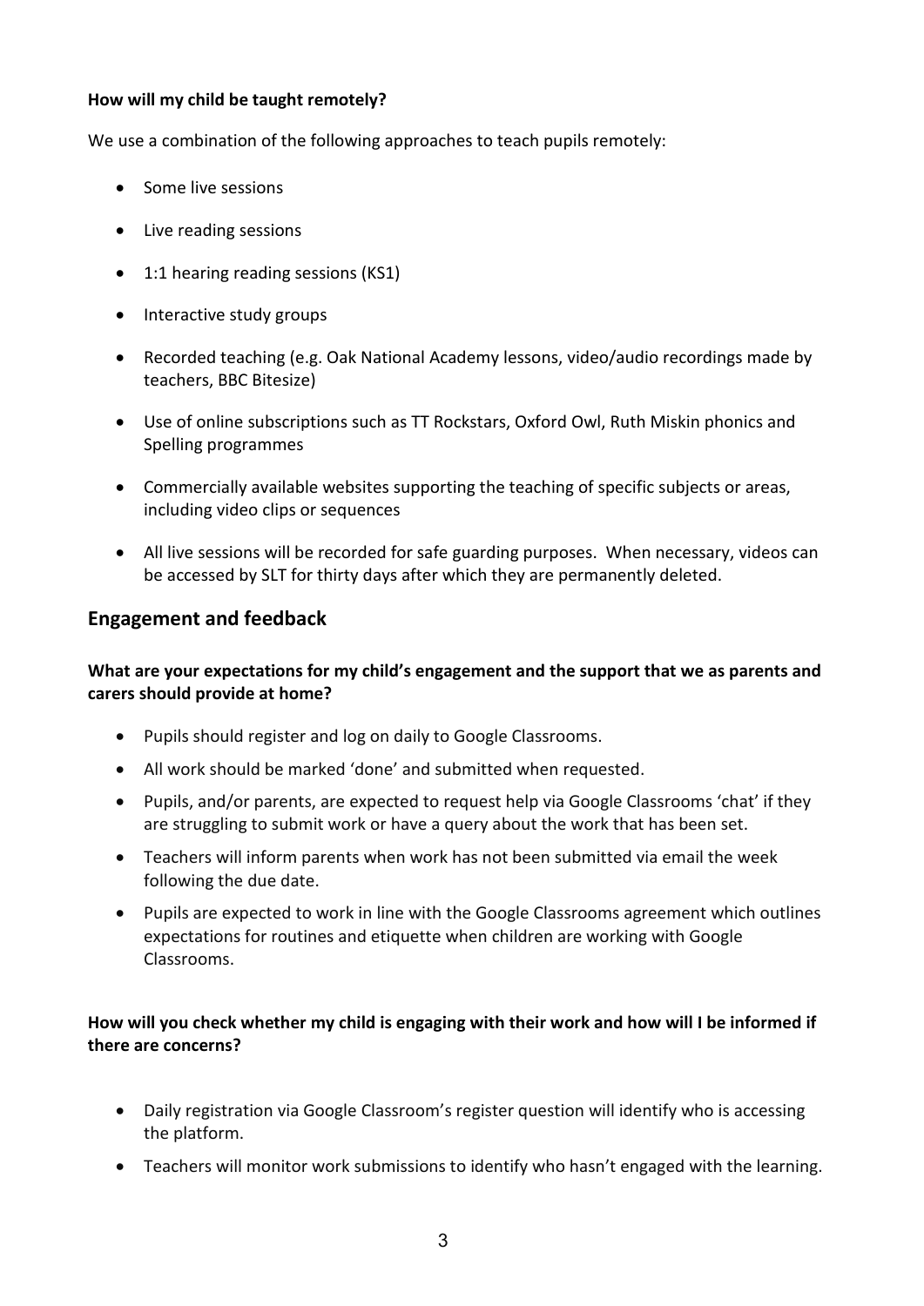**How will my child be taught remotely?**

We use a combination of the following approaches to teach pupils remotely:

- Some live sessions
- Live reading sessions
- 1:1 hearing reading sessions (KS1)
- Interactive study groups
- Recorded teaching (e.g. Oak National Academy lessons, video/audio recordings made by teachers, BBC Bitesize)
- Use of online subscriptions such as TT Rockstars, Oxford Owl, Ruth Miskin phonics and Spelling programmes
- Commercially available websites supporting the teaching of specific subjects or areas, including video clips or sequences
- All live sessions will be recorded for safe guarding purposes. When necessary, videos can be accessed by SLT for thirty days after which they are permanently deleted.

## Engagement and feedback

**What are your expectations for my child's engagement and the support that we as parents and carers should provide at home?**

- Pupils should register and log on daily to Google Classrooms.
- All work should be marked 'done' and submitted when requested.
- Pupils, and/or parents, are expected to request help via Google Classrooms 'chat' if they are struggling to submit work or have a query about the work that has been set.
- Teachers will inform parents when work has not been submitted via email the week following the due date.
- Pupils are expected to work in line with the Google Classrooms agreement which outlines expectations for routines and etiquette when children are working with Google Classrooms.

**How will you check whether my child is engaging with their work and how will I be informed if there are concerns?**

- Daily registration via Google Classroom's register question will identify who is accessing the platform.
- Teachers will monitor work submissions to identify who hasn't engaged with the learning.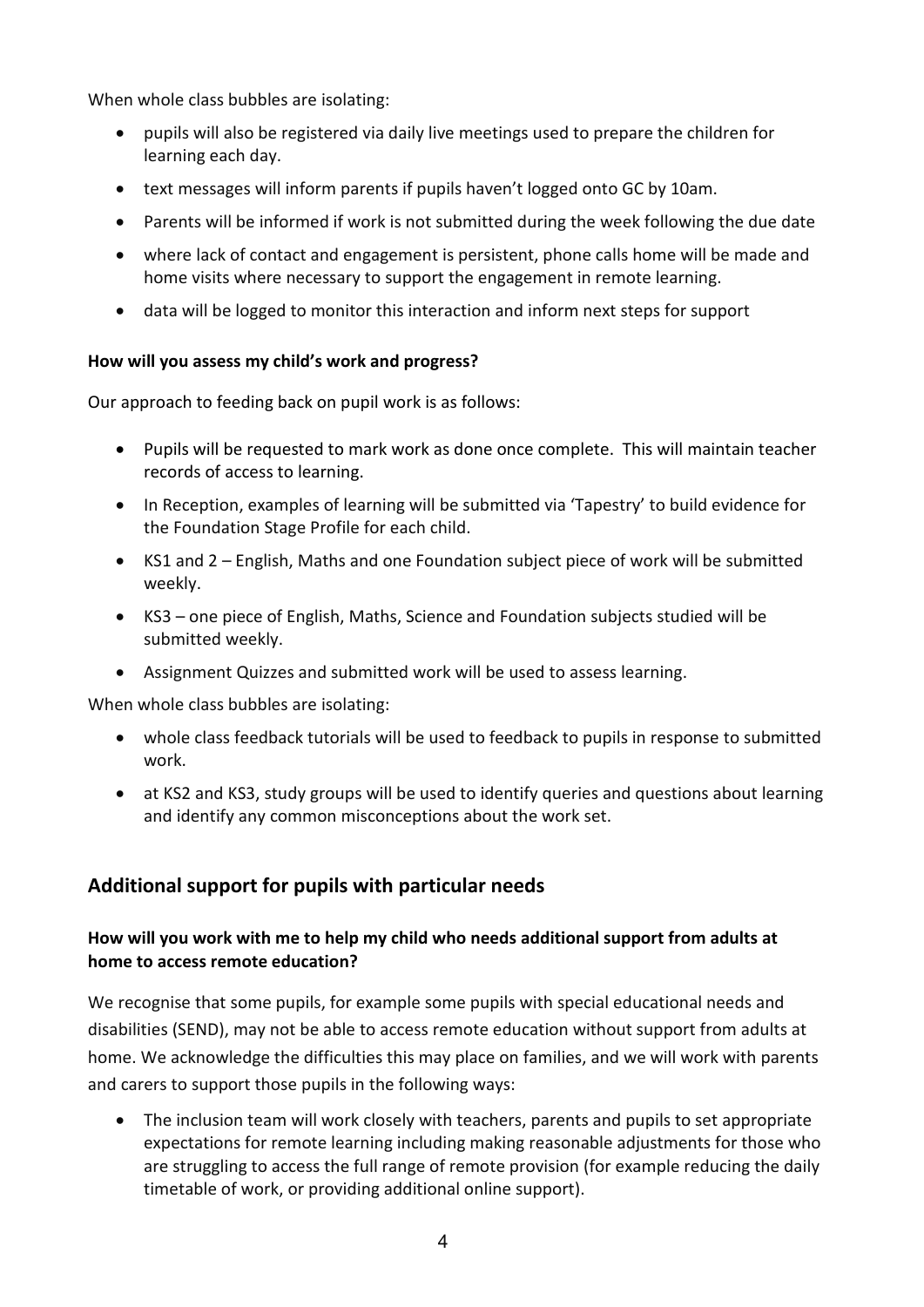When whole class bubbles are isolating:

- pupils will also be registered via daily live meetings used to prepare the children for learning each day.
- text messages will inform parents if pupils haven't logged onto GC by 10am.
- Parents will be informed if work is not submitted during the week following the due date
- where lack of contact and engagement is persistent, phone calls home will be made and home visits where necessary to support the engagement in remote learning.
- data will be logged to monitor this interaction and inform next steps for support

**How will you assess my child's work and progress?**

Our approach to feeding back on pupil work is as follows:

- Pupils will be requested to mark work as done once complete. This will maintain teacher records of access to learning.
- In Reception, examples of learning will be submitted via 'Tapestry' to build evidence for the Foundation Stage Profile for each child.
- KS1 and 2 – English, Maths and one Foundation subject piece of work will be submitted weekly.
- KS3 – one piece of English, Maths, Science and Foundation subjects studied will be submitted weekly.
- Assignment Quizzes and submitted work will be used to assess learning.

When whole class bubbles are isolating:

- whole class feedback tutorials will be used to feedback to pupils in response to submitted work.
- at KS2 and KS3, study groups will be used to identify queries and questions about learning and identify any common misconceptions about the work set.

## Additional support for pupils with particular needs

**How will you work with me to help my child who needs additional support from adults at home to access remote education?**

We recognise that some pupils, for example some pupils with special educational needs and disabilities (SEND), may not be able to access remote education without support from adults at home. We acknowledge the difficulties this may place on families, and we will work with parents and carers to support those pupils in the following ways:

- The inclusion team will work closely with teachers, parents and pupils to set appropriate expectations for remote learning including making reasonable adjustments for those who are struggling to access the full range of remote provision (for example reducing the daily timetable of work, or providing additional online support).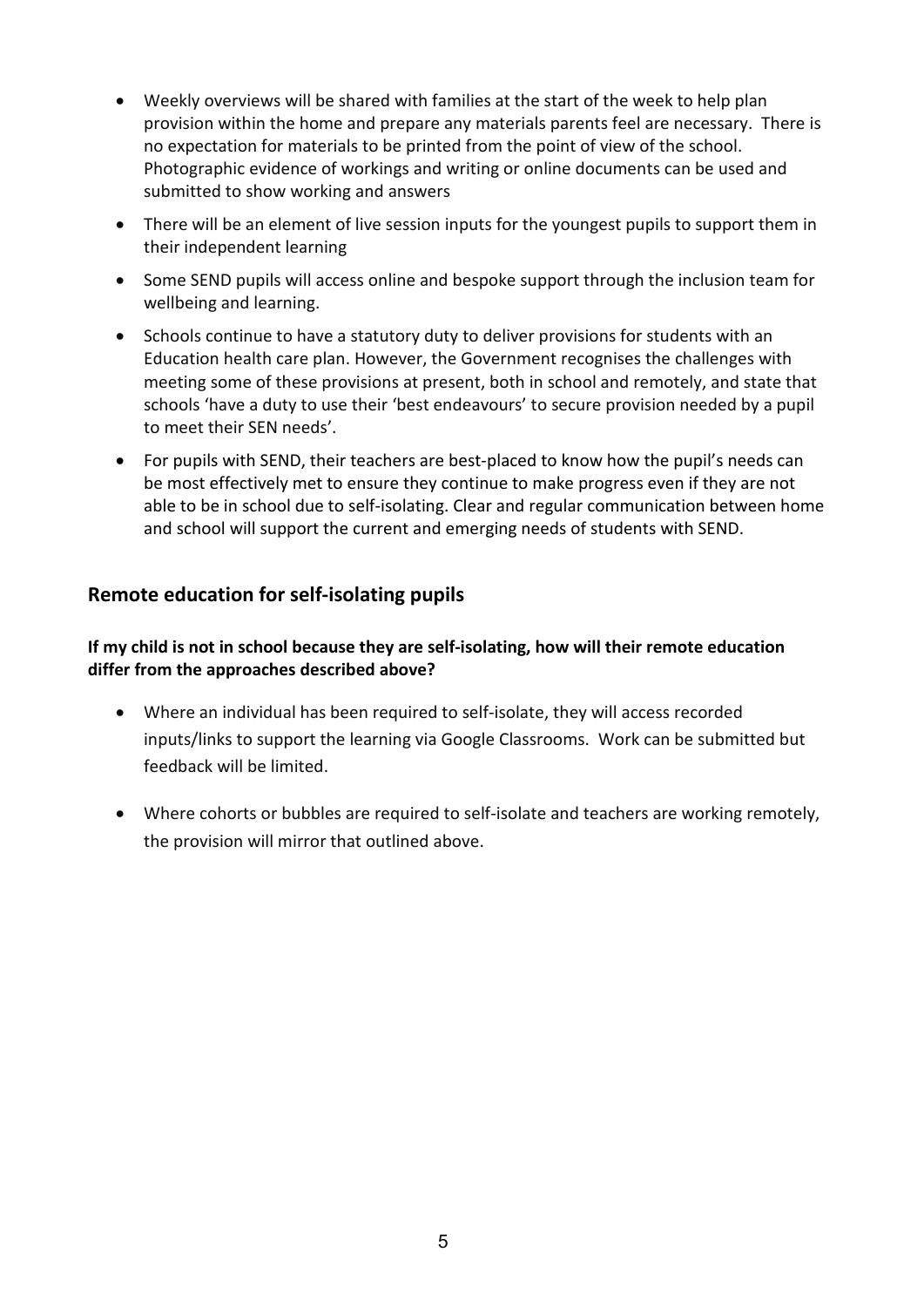- Weekly overviews will be shared with families at the start of the week to help plan provision within the home and prepare any materials parents feel are necessary. There is no expectation for materials to be printed from the point of view of the school. Photographic evidence of workings and writing or online documents can be used and submitted to show working and answers
- There will be an element of live session inputs for the youngest pupils to support them in their independent learning
- Some SEND pupils will access online and bespoke support through the inclusion team for wellbeing and learning.
- Schools continue to have a statutory duty to deliver provisions for students with an Education health care plan. However, the Government recognises the challenges with meeting some of these provisions at present, both in school and remotely, and state that schools 'have a duty to use their 'best endeavours' to secure provision needed by a pupil to meet their SEN needs'.
- For pupils with SEND, their teachers are best-placed to know how the pupil's needs can be most effectively met to ensure they continue to make progress even if they are not able to be in school due to self-isolating. Clear and regular communication between home and school will support the current and emerging needs of students with SEND.

## Remote education for self-isolating pupils

**If my child is not in school because they are self-isolating, how will their remote education differ from the approaches described above?**

- Where an individual has been required to self-isolate, they will access recorded inputs/links to support the learning via Google Classrooms. Work can be submitted but feedback will be limited.
- Where cohorts or bubbles are required to self-isolate and teachers are working remotely, the provision will mirror that outlined above.